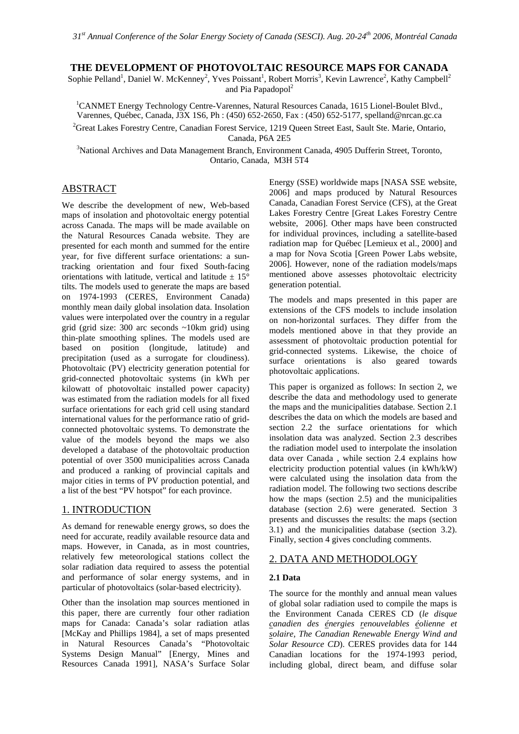# THE DEVELOPMENT OF PHOTOVOLTAIC RESOURCE MAPS FOR CANADA

Sophie Pelland[1], Daniel W. McKenney[2], Yves Poissant[1], Robert Morris[3], Kevin Lawrence[2], Kathy Campbell[2] and Pia Papadopol[2]

[1]CANMET Energy Technology Centre-Varennes, Natural Resources Canada, 1615 Lionel-Boulet Blvd., Varennes, Québec, Canada, J3X 1S6, Ph : (450) 652-2650, Fax : (450) 652-5177, spelland@nrcan.gc.ca

[2]Great Lakes Forestry Centre, Canadian Forest Service, 1219 Queen Street East, Sault Ste. Marie, Ontario, Canada, P6A 2E5

[3]National Archives and Data Management Branch, Environment Canada, 4905 Dufferin Street, Toronto, Ontario, Canada, M3H 5T4

## ABSTRACT

We describe the development of new, Web-based maps of insolation and photovoltaic energy potential across Canada. The maps will be made available on the Natural Resources Canada website. They are presented for each month and summed for the entire year, for five different surface orientations: a sun-tracking orientation and four fixed South-facing orientations with latitude, vertical and latitude ± 15° tilts. The models used to generate the maps are based on 1974-1993 (CERES, Environment Canada) monthly mean daily global insolation data. Insolation values were interpolated over the country in a regular grid (grid size: 300 arc seconds ~10km grid) using thin-plate smoothing splines. The models used are based on position (longitude, latitude) and precipitation (used as a surrogate for cloudiness). Photovoltaic (PV) electricity generation potential for grid-connected photovoltaic systems (in kWh per kilowatt of photovoltaic installed power capacity) was estimated from the radiation models for all fixed surface orientations for each grid cell using standard international values for the performance ratio of grid-connected photovoltaic systems. To demonstrate the value of the models beyond the maps we also developed a database of the photovoltaic production potential of over 3500 municipalities across Canada and produced a ranking of provincial capitals and major cities in terms of PV production potential, and a list of the best "PV hotspot" for each province.

## 1. INTRODUCTION

As demand for renewable energy grows, so does the need for accurate, readily available resource data and maps. However, in Canada, as in most countries, relatively few meteorological stations collect the solar radiation data required to assess the potential and performance of solar energy systems, and in particular of photovoltaics (solar-based electricity).

Other than the insolation map sources mentioned in this paper, there are currently four other radiation maps for Canada: Canada's solar radiation atlas [McKay and Phillips 1984], a set of maps presented in Natural Resources Canada's "Photovoltaic Systems Design Manual" [Energy, Mines and Resources Canada 1991], NASA's Surface Solar Energy (SSE) worldwide maps [NASA SSE website, 2006] and maps produced by Natural Resources Canada, Canadian Forest Service (CFS), at the Great Lakes Forestry Centre [Great Lakes Forestry Centre website, 2006]. Other maps have been constructed for individual provinces, including a satellite-based radiation map for Québec [Lemieux et al., 2000] and a map for Nova Scotia [Green Power Labs website, 2006]. However, none of the radiation models/maps mentioned above assesses photovoltaic electricity generation potential.

The models and maps presented in this paper are extensions of the CFS models to include insolation on non-horizontal surfaces. They differ from the models mentioned above in that they provide an assessment of photovoltaic production potential for grid-connected systems. Likewise, the choice of surface orientations is also geared towards photovoltaic applications.

This paper is organized as follows: In section 2, we describe the data and methodology used to generate the maps and the municipalities database. Section 2.1 describes the data on which the models are based and section 2.2 the surface orientations for which insolation data was analyzed. Section 2.3 describes the radiation model used to interpolate the insolation data over Canada , while section 2.4 explains how electricity production potential values (in kWh/kW) were calculated using the insolation data from the radiation model. The following two sections describe how the maps (section 2.5) and the municipalities database (section 2.6) were generated. Section 3 presents and discusses the results: the maps (section 3.1) and the municipalities database (section 3.2). Finally, section 4 gives concluding comments.

## 2. DATA AND METHODOLOGY

### 2.1 Data

The source for the monthly and annual mean values of global solar radiation used to compile the maps is the Environment Canada CERES CD (*le disque canadien des énergies renouvelables éolienne et solaire, The Canadian Renewable Energy Wind and Solar Resource CD*). CERES provides data for 144 Canadian locations for the 1974-1993 period, including global, direct beam, and diffuse solar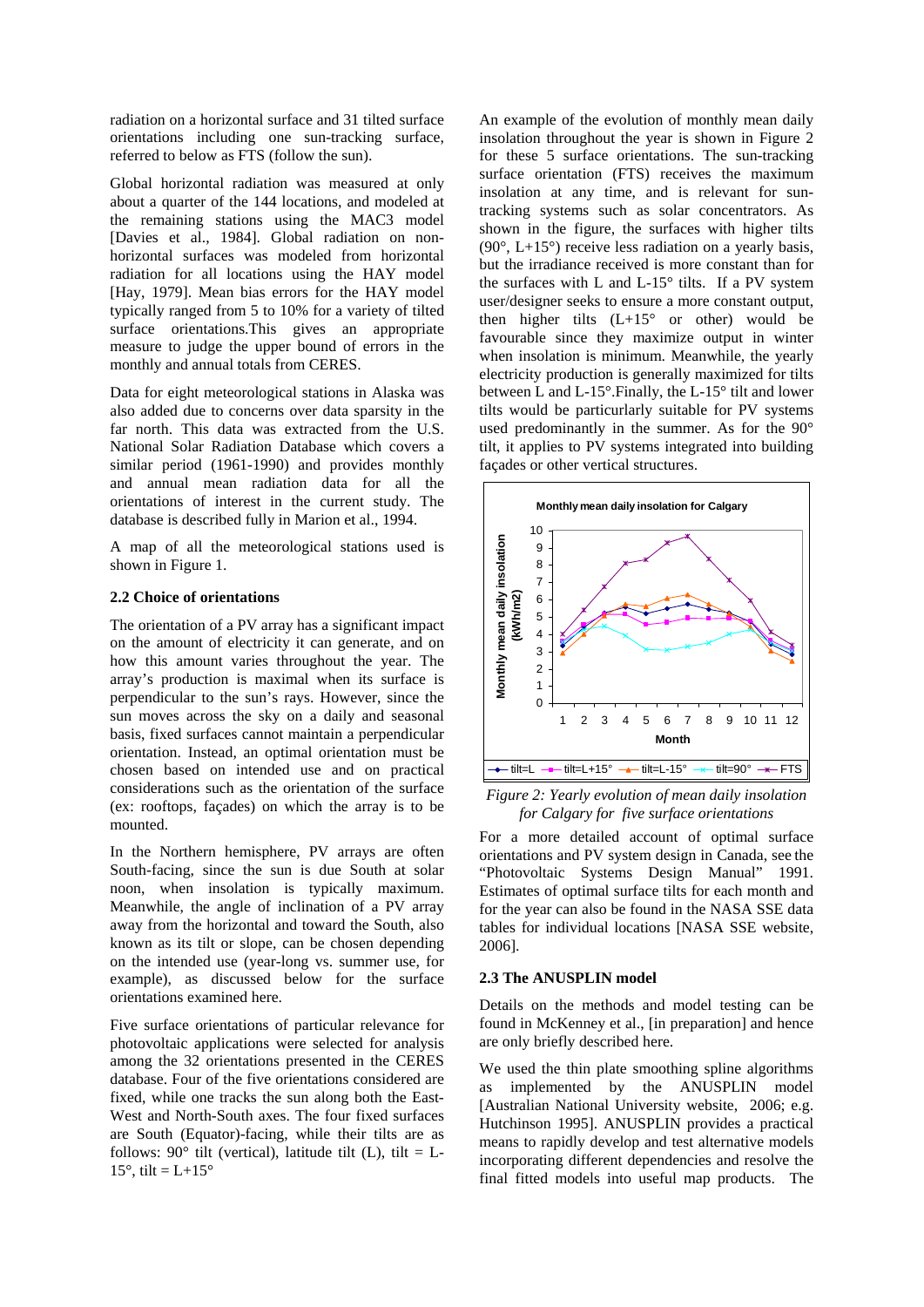radiation on a horizontal surface and 31 tilted surface orientations including one sun-tracking surface, referred to below as FTS (follow the sun).

Global horizontal radiation was measured at only about a quarter of the 144 locations, and modeled at the remaining stations using the MAC3 model [Davies et al., 1984]. Global radiation on non-horizontal surfaces was modeled from horizontal radiation for all locations using the HAY model [Hay, 1979]. Mean bias errors for the HAY model typically ranged from 5 to 10% for a variety of tilted surface orientations.This gives an appropriate measure to judge the upper bound of errors in the monthly and annual totals from CERES.

Data for eight meteorological stations in Alaska was also added due to concerns over data sparsity in the far north. This data was extracted from the U.S. National Solar Radiation Database which covers a similar period (1961-1990) and provides monthly and annual mean radiation data for all the orientations of interest in the current study. The database is described fully in Marion et al., 1994.

A map of all the meteorological stations used is shown in Figure 1.

### 2.2 Choice of orientations

The orientation of a PV array has a significant impact on the amount of electricity it can generate, and on how this amount varies throughout the year. The array's production is maximal when its surface is perpendicular to the sun's rays. However, since the sun moves across the sky on a daily and seasonal basis, fixed surfaces cannot maintain a perpendicular orientation. Instead, an optimal orientation must be chosen based on intended use and on practical considerations such as the orientation of the surface (ex: rooftops, façades) on which the array is to be mounted.

In the Northern hemisphere, PV arrays are often South-facing, since the sun is due South at solar noon, when insolation is typically maximum. Meanwhile, the angle of inclination of a PV array away from the horizontal and toward the South, also known as its tilt or slope, can be chosen depending on the intended use (year-long vs. summer use, for example), as discussed below for the surface orientations examined here.

Five surface orientations of particular relevance for photovoltaic applications were selected for analysis among the 32 orientations presented in the CERES database. Four of the five orientations considered are fixed, while one tracks the sun along both the East-West and North-South axes. The four fixed surfaces are South (Equator)-facing, while their tilts are as follows: 90° tilt (vertical), latitude tilt (L), tilt = L-15°, tilt = L+15°

An example of the evolution of monthly mean daily insolation throughout the year is shown in Figure 2 for these 5 surface orientations. The sun-tracking surface orientation (FTS) receives the maximum insolation at any time, and is relevant for sun-tracking systems such as solar concentrators. As shown in the figure, the surfaces with higher tilts (90°, L+15°) receive less radiation on a yearly basis, but the irradiance received is more constant than for the surfaces with L and L-15° tilts. If a PV system user/designer seeks to ensure a more constant output, then higher tilts (L+15° or other) would be favourable since they maximize output in winter when insolation is minimum. Meanwhile, the yearly electricity production is generally maximized for tilts between L and L-15°.Finally, the L-15° tilt and lower tilts would be particularly suitable for PV systems used predominantly in the summer. As for the 90° tilt, it applies to PV systems integrated into building façades or other vertical structures.

*Figure 2: Yearly evolution of mean daily insolation for Calgary for five surface orientations*

For a more detailed account of optimal surface orientations and PV system design in Canada, see the "Photovoltaic Systems Design Manual" 1991. Estimates of optimal surface tilts for each month and for the year can also be found in the NASA SSE data tables for individual locations [NASA SSE website, 2006].

### 2.3 The ANUSPLIN model

Details on the methods and model testing can be found in McKenney et al., [in preparation] and hence are only briefly described here.

We used the thin plate smoothing spline algorithms as implemented by the ANUSPLIN model [Australian National University website, 2006; e.g. Hutchinson 1995]. ANUSPLIN provides a practical means to rapidly develop and test alternative models incorporating different dependencies and resolve the final fitted models into useful map products. The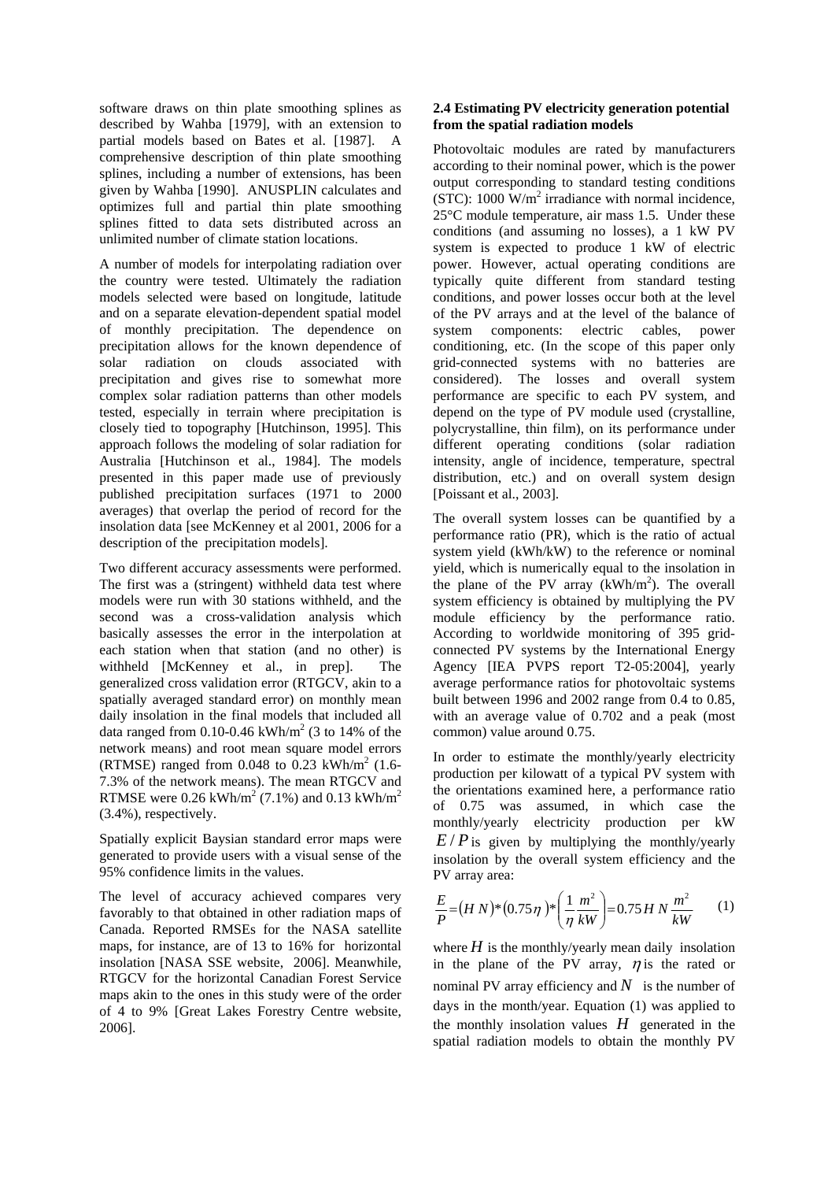software draws on thin plate smoothing splines as described by Wahba [1979], with an extension to partial models based on Bates et al. [1987]. A comprehensive description of thin plate smoothing splines, including a number of extensions, has been given by Wahba [1990]. ANUSPLIN calculates and optimizes full and partial thin plate smoothing splines fitted to data sets distributed across an unlimited number of climate station locations.

A number of models for interpolating radiation over the country were tested. Ultimately the radiation models selected were based on longitude, latitude and on a separate elevation-dependent spatial model of monthly precipitation. The dependence on precipitation allows for the known dependence of solar radiation on clouds associated with precipitation and gives rise to somewhat more complex solar radiation patterns than other models tested, especially in terrain where precipitation is closely tied to topography [Hutchinson, 1995]. This approach follows the modeling of solar radiation for Australia [Hutchinson et al., 1984]. The models presented in this paper made use of previously published precipitation surfaces (1971 to 2000 averages) that overlap the period of record for the insolation data [see McKenney et al 2001, 2006 for a description of the precipitation models].

Two different accuracy assessments were performed. The first was a (stringent) withheld data test where models were run with 30 stations withheld, and the second was a cross-validation analysis which basically assesses the error in the interpolation at each station when that station (and no other) is withheld [McKenney et al., in prep]. The generalized cross validation error (RTGCV, akin to a spatially averaged standard error) on monthly mean daily insolation in the final models that included all data ranged from 0.10-0.46 kWh/m$^2$ (3 to 14% of the network means) and root mean square model errors (RTMSE) ranged from 0.048 to 0.23 kWh/m$^2$ (1.6-7.3% of the network means). The mean RTGCV and RTMSE were 0.26 kWh/m$^2$ (7.1%) and 0.13 kWh/m$^2$ (3.4%), respectively.

Spatially explicit Baysian standard error maps were generated to provide users with a visual sense of the 95% confidence limits in the values.

The level of accuracy achieved compares very favorably to that obtained in other radiation maps of Canada. Reported RMSEs for the NASA satellite maps, for instance, are of 13 to 16% for horizontal insolation [NASA SSE website, 2006]. Meanwhile, RTGCV for the horizontal Canadian Forest Service maps akin to the ones in this study were of the order of 4 to 9% [Great Lakes Forestry Centre website, 2006].

**2.4 Estimating PV electricity generation potential from the spatial radiation models**

Photovoltaic modules are rated by manufacturers according to their nominal power, which is the power output corresponding to standard testing conditions (STC): 1000 W/m$^2$ irradiance with normal incidence, 25°C module temperature, air mass 1.5. Under these conditions (and assuming no losses), a 1 kW PV system is expected to produce 1 kW of electric power. However, actual operating conditions are typically quite different from standard testing conditions, and power losses occur both at the level of the PV arrays and at the level of the balance of system components: electric cables, power conditioning, etc. (In the scope of this paper only grid-connected systems with no batteries are considered). The losses and overall system performance are specific to each PV system, and depend on the type of PV module used (crystalline, polycrystalline, thin film), on its performance under different operating conditions (solar radiation intensity, angle of incidence, temperature, spectral distribution, etc.) and on overall system design [Poissant et al., 2003].

The overall system losses can be quantified by a performance ratio (PR), which is the ratio of actual system yield (kWh/kW) to the reference or nominal yield, which is numerically equal to the insolation in the plane of the PV array (kWh/m$^2$). The overall system efficiency is obtained by multiplying the PV module efficiency by the performance ratio. According to worldwide monitoring of 395 grid-connected PV systems by the International Energy Agency [IEA PVPS report T2-05:2004], yearly average performance ratios for photovoltaic systems built between 1996 and 2002 range from 0.4 to 0.85, with an average value of 0.702 and a peak (most common) value around 0.75.

In order to estimate the monthly/yearly electricity production per kilowatt of a typical PV system with the orientations examined here, a performance ratio of 0.75 was assumed, in which case the monthly/yearly electricity production per kW $E/P$ is given by multiplying the monthly/yearly insolation by the overall system efficiency and the PV array area:

$$\frac{E}{P} = (H\,N) * (0.75\eta) * \left(\frac{1}{\eta}\frac{m^2}{kW}\right) = 0.75\,H\,N\,\frac{m^2}{kW} \qquad (1)$$

where $H$ is the monthly/yearly mean daily insolation in the plane of the PV array, $\eta$ is the rated or nominal PV array efficiency and $N$ is the number of days in the month/year. Equation (1) was applied to the monthly insolation values $H$ generated in the spatial radiation models to obtain the monthly PV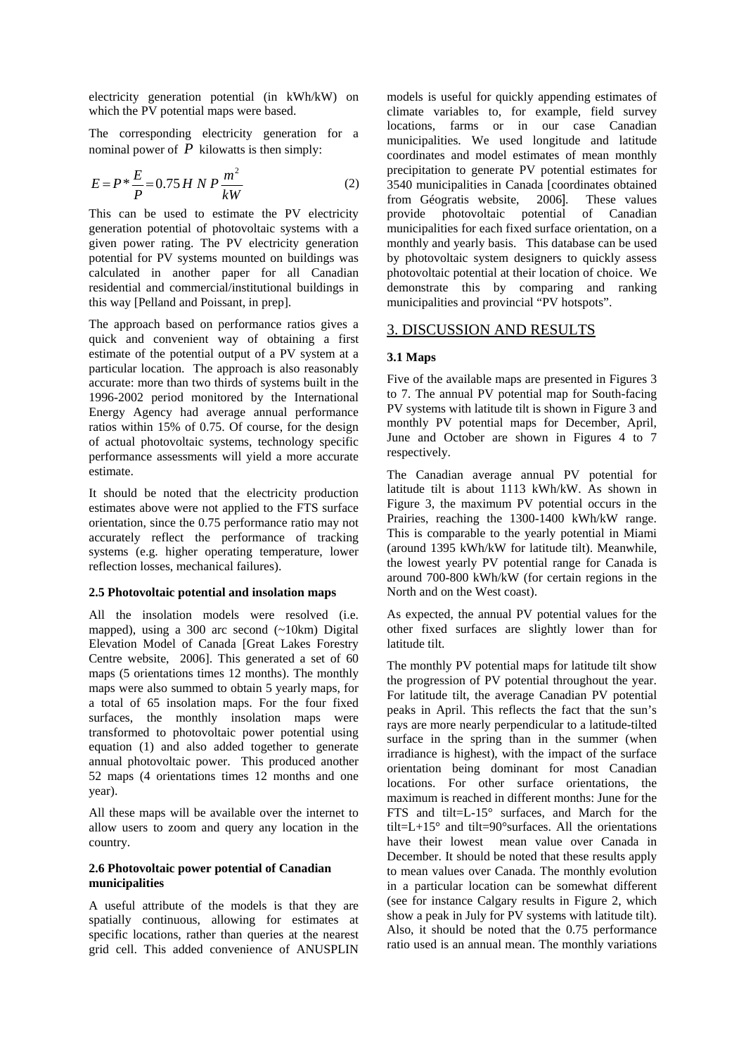electricity generation potential (in kWh/kW) on which the PV potential maps were based.

The corresponding electricity generation for a nominal power of $P$ kilowatts is then simply:

$$E = P * \frac{E}{P} = 0.75\,H\;N\;P\,\frac{m^2}{kW} \qquad (2)$$

This can be used to estimate the PV electricity generation potential of photovoltaic systems with a given power rating. The PV electricity generation potential for PV systems mounted on buildings was calculated in another paper for all Canadian residential and commercial/institutional buildings in this way [Pelland and Poissant, in prep].

The approach based on performance ratios gives a quick and convenient way of obtaining a first estimate of the potential output of a PV system at a particular location. The approach is also reasonably accurate: more than two thirds of systems built in the 1996-2002 period monitored by the International Energy Agency had average annual performance ratios within 15% of 0.75. Of course, for the design of actual photovoltaic systems, technology specific performance assessments will yield a more accurate estimate.

It should be noted that the electricity production estimates above were not applied to the FTS surface orientation, since the 0.75 performance ratio may not accurately reflect the performance of tracking systems (e.g. higher operating temperature, lower reflection losses, mechanical failures).

**2.5 Photovoltaic potential and insolation maps**

All the insolation models were resolved (i.e. mapped), using a 300 arc second (~10km) Digital Elevation Model of Canada [Great Lakes Forestry Centre website, 2006]. This generated a set of 60 maps (5 orientations times 12 months). The monthly maps were also summed to obtain 5 yearly maps, for a total of 65 insolation maps. For the four fixed surfaces, the monthly insolation maps were transformed to photovoltaic power potential using equation (1) and also added together to generate annual photovoltaic power. This produced another 52 maps (4 orientations times 12 months and one year).

All these maps will be available over the internet to allow users to zoom and query any location in the country.

**2.6 Photovoltaic power potential of Canadian municipalities**

A useful attribute of the models is that they are spatially continuous, allowing for estimates at specific locations, rather than queries at the nearest grid cell. This added convenience of ANUSPLIN models is useful for quickly appending estimates of climate variables to, for example, field survey locations, farms or in our case Canadian municipalities. We used longitude and latitude coordinates and model estimates of mean monthly precipitation to generate PV potential estimates for 3540 municipalities in Canada [coordinates obtained from Géogratis website, 2006]. These values provide photovoltaic potential of Canadian municipalities for each fixed surface orientation, on a monthly and yearly basis. This database can be used by photovoltaic system designers to quickly assess photovoltaic potential at their location of choice. We demonstrate this by comparing and ranking municipalities and provincial "PV hotspots".

## 3. DISCUSSION AND RESULTS

**3.1 Maps**

Five of the available maps are presented in Figures 3 to 7. The annual PV potential map for South-facing PV systems with latitude tilt is shown in Figure 3 and monthly PV potential maps for December, April, June and October are shown in Figures 4 to 7 respectively.

The Canadian average annual PV potential for latitude tilt is about 1113 kWh/kW. As shown in Figure 3, the maximum PV potential occurs in the Prairies, reaching the 1300-1400 kWh/kW range. This is comparable to the yearly potential in Miami (around 1395 kWh/kW for latitude tilt). Meanwhile, the lowest yearly PV potential range for Canada is around 700-800 kWh/kW (for certain regions in the North and on the West coast).

As expected, the annual PV potential values for the other fixed surfaces are slightly lower than for latitude tilt.

The monthly PV potential maps for latitude tilt show the progression of PV potential throughout the year. For latitude tilt, the average Canadian PV potential peaks in April. This reflects the fact that the sun's rays are more nearly perpendicular to a latitude-tilted surface in the spring than in the summer (when irradiance is highest), with the impact of the surface orientation being dominant for most Canadian locations. For other surface orientations, the maximum is reached in different months: June for the FTS and tilt=L-15° surfaces, and March for the tilt=L+15° and tilt=90°surfaces. All the orientations have their lowest mean value over Canada in December. It should be noted that these results apply to mean values over Canada. The monthly evolution in a particular location can be somewhat different (see for instance Calgary results in Figure 2, which show a peak in July for PV systems with latitude tilt). Also, it should be noted that the 0.75 performance ratio used is an annual mean. The monthly variations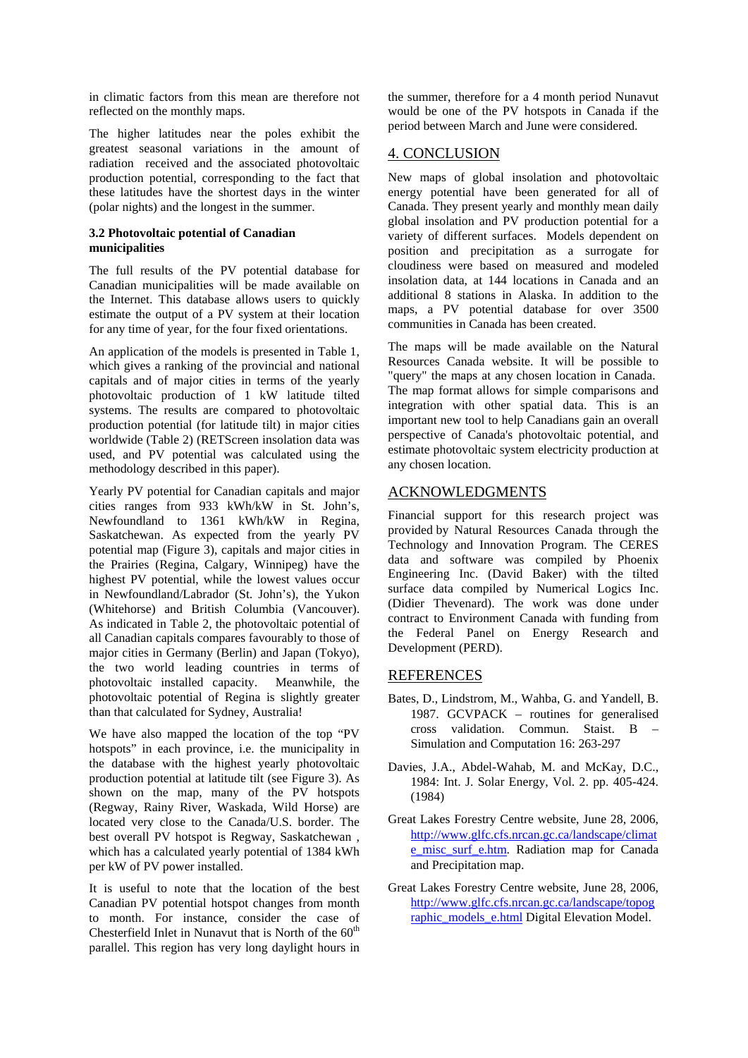in climatic factors from this mean are therefore not reflected on the monthly maps.

The higher latitudes near the poles exhibit the greatest seasonal variations in the amount of radiation received and the associated photovoltaic production potential, corresponding to the fact that these latitudes have the shortest days in the winter (polar nights) and the longest in the summer.

### 3.2 Photovoltaic potential of Canadian municipalities

The full results of the PV potential database for Canadian municipalities will be made available on the Internet. This database allows users to quickly estimate the output of a PV system at their location for any time of year, for the four fixed orientations.

An application of the models is presented in Table 1, which gives a ranking of the provincial and national capitals and of major cities in terms of the yearly photovoltaic production of 1 kW latitude tilted systems. The results are compared to photovoltaic production potential (for latitude tilt) in major cities worldwide (Table 2) (RETScreen insolation data was used, and PV potential was calculated using the methodology described in this paper).

Yearly PV potential for Canadian capitals and major cities ranges from 933 kWh/kW in St. John's, Newfoundland to 1361 kWh/kW in Regina, Saskatchewan. As expected from the yearly PV potential map (Figure 3), capitals and major cities in the Prairies (Regina, Calgary, Winnipeg) have the highest PV potential, while the lowest values occur in Newfoundland/Labrador (St. John's), the Yukon (Whitehorse) and British Columbia (Vancouver). As indicated in Table 2, the photovoltaic potential of all Canadian capitals compares favourably to those of major cities in Germany (Berlin) and Japan (Tokyo), the two world leading countries in terms of photovoltaic installed capacity. Meanwhile, the photovoltaic potential of Regina is slightly greater than that calculated for Sydney, Australia!

We have also mapped the location of the top "PV hotspots" in each province, i.e. the municipality in the database with the highest yearly photovoltaic production potential at latitude tilt (see Figure 3). As shown on the map, many of the PV hotspots (Regway, Rainy River, Waskada, Wild Horse) are located very close to the Canada/U.S. border. The best overall PV hotspot is Regway, Saskatchewan , which has a calculated yearly potential of 1384 kWh per kW of PV power installed.

It is useful to note that the location of the best Canadian PV potential hotspot changes from month to month. For instance, consider the case of Chesterfield Inlet in Nunavut that is North of the 60th parallel. This region has very long daylight hours in the summer, therefore for a 4 month period Nunavut would be one of the PV hotspots in Canada if the period between March and June were considered.

## 4. CONCLUSION

New maps of global insolation and photovoltaic energy potential have been generated for all of Canada. They present yearly and monthly mean daily global insolation and PV production potential for a variety of different surfaces. Models dependent on position and precipitation as a surrogate for cloudiness were based on measured and modeled insolation data, at 144 locations in Canada and an additional 8 stations in Alaska. In addition to the maps, a PV potential database for over 3500 communities in Canada has been created.

The maps will be made available on the Natural Resources Canada website. It will be possible to "query" the maps at any chosen location in Canada. The map format allows for simple comparisons and integration with other spatial data. This is an important new tool to help Canadians gain an overall perspective of Canada's photovoltaic potential, and estimate photovoltaic system electricity production at any chosen location.

## ACKNOWLEDGMENTS

Financial support for this research project was provided by Natural Resources Canada through the Technology and Innovation Program. The CERES data and software was compiled by Phoenix Engineering Inc. (David Baker) with the tilted surface data compiled by Numerical Logics Inc. (Didier Thevenard). The work was done under contract to Environment Canada with funding from the Federal Panel on Energy Research and Development (PERD).

## REFERENCES

Bates, D., Lindstrom, M., Wahba, G. and Yandell, B. 1987. GCVPACK – routines for generalised cross validation. Commun. Staist. B – Simulation and Computation 16: 263-297

Davies, J.A., Abdel-Wahab, M. and McKay, D.C., 1984: Int. J. Solar Energy, Vol. 2. pp. 405-424. (1984)

Great Lakes Forestry Centre website, June 28, 2006, http://www.glfc.cfs.nrcan.gc.ca/landscape/climate_misc_surf_e.htm. Radiation map for Canada and Precipitation map.

Great Lakes Forestry Centre website, June 28, 2006, http://www.glfc.cfs.nrcan.gc.ca/landscape/topographic_models_e.html Digital Elevation Model.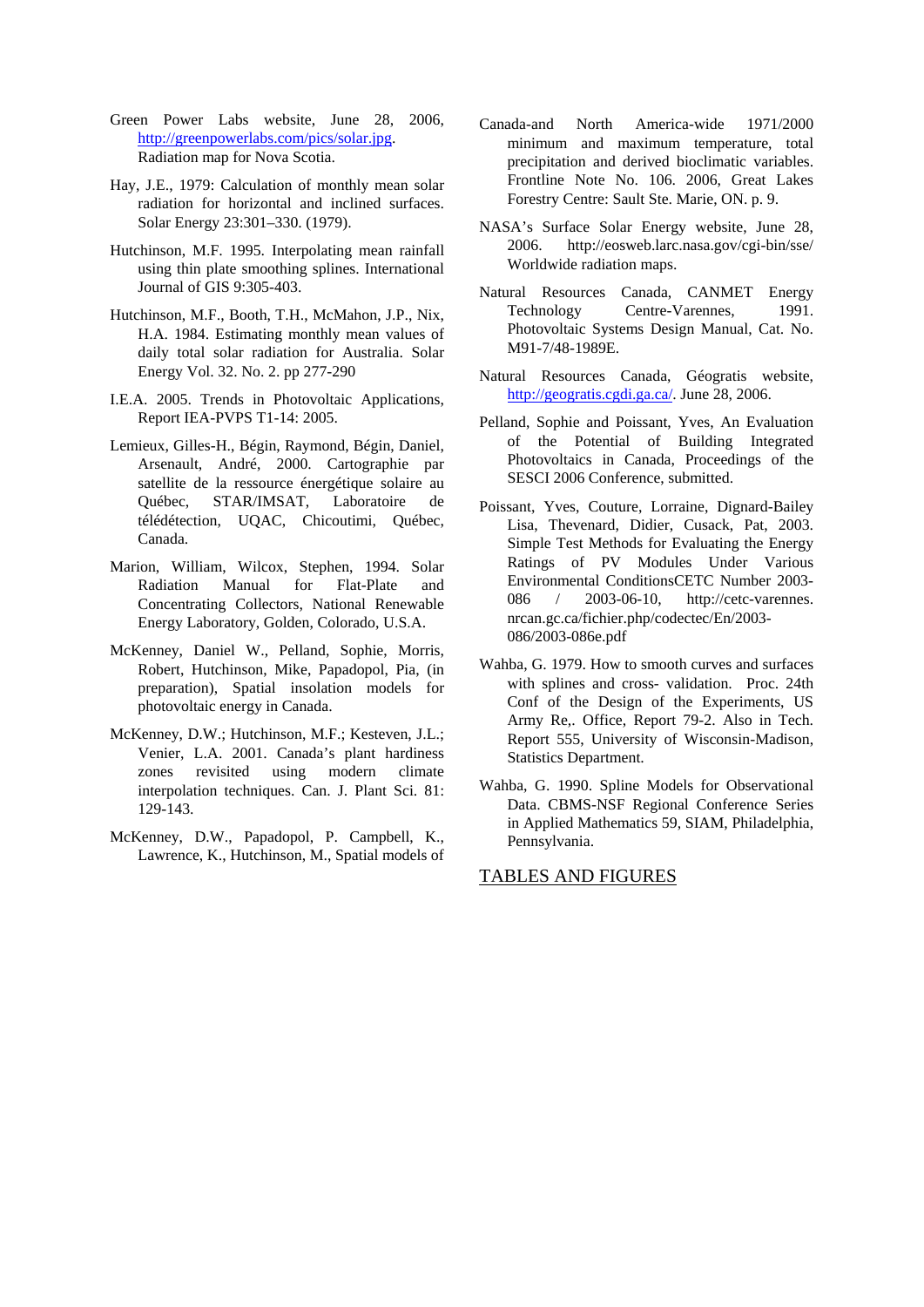Green Power Labs website, June 28, 2006, http://greenpowerlabs.com/pics/solar.jpg. Radiation map for Nova Scotia.

Hay, J.E., 1979: Calculation of monthly mean solar radiation for horizontal and inclined surfaces. Solar Energy 23:301–330. (1979).

Hutchinson, M.F. 1995. Interpolating mean rainfall using thin plate smoothing splines. International Journal of GIS 9:305-403.

Hutchinson, M.F., Booth, T.H., McMahon, J.P., Nix, H.A. 1984. Estimating monthly mean values of daily total solar radiation for Australia. Solar Energy Vol. 32. No. 2. pp 277-290

I.E.A. 2005. Trends in Photovoltaic Applications, Report IEA-PVPS T1-14: 2005.

Lemieux, Gilles-H., Bégin, Raymond, Bégin, Daniel, Arsenault, André, 2000. Cartographie par satellite de la ressource énergétique solaire au Québec, STAR/IMSAT, Laboratoire de télédétection, UQAC, Chicoutimi, Québec, Canada.

Marion, William, Wilcox, Stephen, 1994. Solar Radiation Manual for Flat-Plate and Concentrating Collectors, National Renewable Energy Laboratory, Golden, Colorado, U.S.A.

McKenney, Daniel W., Pelland, Sophie, Morris, Robert, Hutchinson, Mike, Papadopol, Pia, (in preparation), Spatial insolation models for photovoltaic energy in Canada.

McKenney, D.W.; Hutchinson, M.F.; Kesteven, J.L.; Venier, L.A. 2001. Canada's plant hardiness zones revisited using modern climate interpolation techniques. Can. J. Plant Sci. 81: 129-143.

McKenney, D.W., Papadopol, P. Campbell, K., Lawrence, K., Hutchinson, M., Spatial models of Canada-and North America-wide 1971/2000 minimum and maximum temperature, total precipitation and derived bioclimatic variables. Frontline Note No. 106. 2006, Great Lakes Forestry Centre: Sault Ste. Marie, ON. p. 9.

NASA's Surface Solar Energy website, June 28, 2006. http://eosweb.larc.nasa.gov/cgi-bin/sse/ Worldwide radiation maps.

Natural Resources Canada, CANMET Energy Technology Centre-Varennes, 1991. Photovoltaic Systems Design Manual, Cat. No. M91-7/48-1989E.

Natural Resources Canada, Géogratis website, http://geogratis.cgdi.ga.ca/. June 28, 2006.

Pelland, Sophie and Poissant, Yves, An Evaluation of the Potential of Building Integrated Photovoltaics in Canada, Proceedings of the SESCI 2006 Conference, submitted.

Poissant, Yves, Couture, Lorraine, Dignard-Bailey Lisa, Thevenard, Didier, Cusack, Pat, 2003. Simple Test Methods for Evaluating the Energy Ratings of PV Modules Under Various Environmental ConditionsCETC Number 2003-086 / 2003-06-10, http://cetc-varennes.nrcan.gc.ca/fichier.php/codectec/En/2003-086/2003-086e.pdf

Wahba, G. 1979. How to smooth curves and surfaces with splines and cross- validation. Proc. 24th Conf of the Design of the Experiments, US Army Re,. Office, Report 79-2. Also in Tech. Report 555, University of Wisconsin-Madison, Statistics Department.

Wahba, G. 1990. Spline Models for Observational Data. CBMS-NSF Regional Conference Series in Applied Mathematics 59, SIAM, Philadelphia, Pennsylvania.

## TABLES AND FIGURES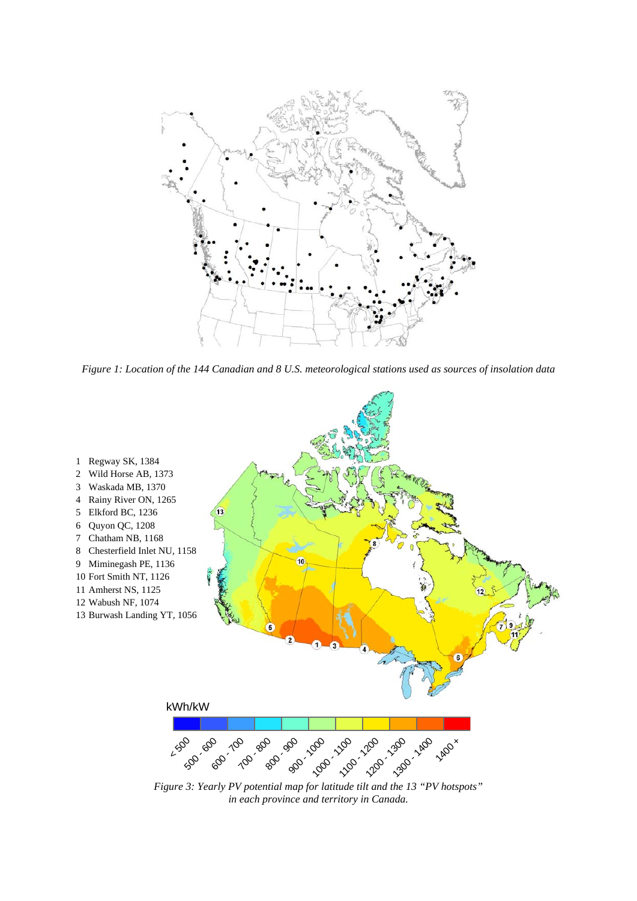*Figure 1: Location of the 144 Canadian and 8 U.S. meteorological stations used as sources of insolation data*

1. Regway SK, 1384
2. Wild Horse AB, 1373
3. Waskada MB, 1370
4. Rainy River ON, 1265
5. Elkford BC, 1236
6. Quyon QC, 1208
7. Chatham NB, 1168
8. Chesterfield Inlet NU, 1158
9. Miminegash PE, 1136
10. Fort Smith NT, 1126
11. Amherst NS, 1125
12. Wabush NF, 1074
13. Burwash Landing YT, 1056

*Figure 3: Yearly PV potential map for latitude tilt and the 13 "PV hotspots" in each province and territory in Canada.*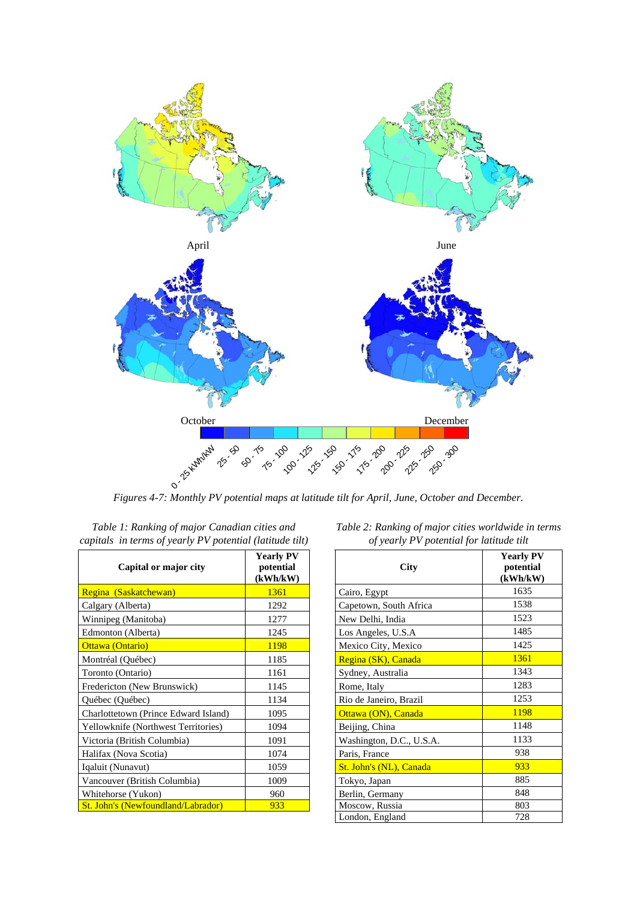April

June

October

December

0 - 25 kWh/kW
25 - 50
50 - 75
75 - 100
100 - 125
125 - 150
150 - 175
175 - 200
200 - 225
225 - 250
250 - 300

*Figures 4-7: Monthly PV potential maps at latitude tilt for April, June, October and December.*

*Table 1: Ranking of major Canadian cities and capitals in terms of yearly PV potential (latitude tilt)*

| Capital or major city | Yearly PV potential (kWh/kW) |
|---|---|
| Regina (Saskatchewan) | 1361 |
| Calgary (Alberta) | 1292 |
| Winnipeg (Manitoba) | 1277 |
| Edmonton (Alberta) | 1245 |
| Ottawa (Ontario) | 1198 |
| Montréal (Québec) | 1185 |
| Toronto (Ontario) | 1161 |
| Fredericton (New Brunswick) | 1145 |
| Québec (Québec) | 1134 |
| Charlottetown (Prince Edward Island) | 1095 |
| Yellowknife (Northwest Territories) | 1094 |
| Victoria (British Columbia) | 1091 |
| Halifax (Nova Scotia) | 1074 |
| Iqaluit (Nunavut) | 1059 |
| Vancouver (British Columbia) | 1009 |
| Whitehorse (Yukon) | 960 |
| St. John's (Newfoundland/Labrador) | 933 |

*Table 2: Ranking of major cities worldwide in terms of yearly PV potential for latitude tilt*

| City | Yearly PV potential (kWh/kW) |
|---|---|
| Cairo, Egypt | 1635 |
| Capetown, South Africa | 1538 |
| New Delhi, India | 1523 |
| Los Angeles, U.S.A | 1485 |
| Mexico City, Mexico | 1425 |
| Regina (SK), Canada | 1361 |
| Sydney, Australia | 1343 |
| Rome, Italy | 1283 |
| Rio de Janeiro, Brazil | 1253 |
| Ottawa (ON), Canada | 1198 |
| Beijing, China | 1148 |
| Washington, D.C., U.S.A. | 1133 |
| Paris, France | 938 |
| St. John's (NL), Canada | 933 |
| Tokyo, Japan | 885 |
| Berlin, Germany | 848 |
| Moscow, Russia | 803 |
| London, England | 728 |